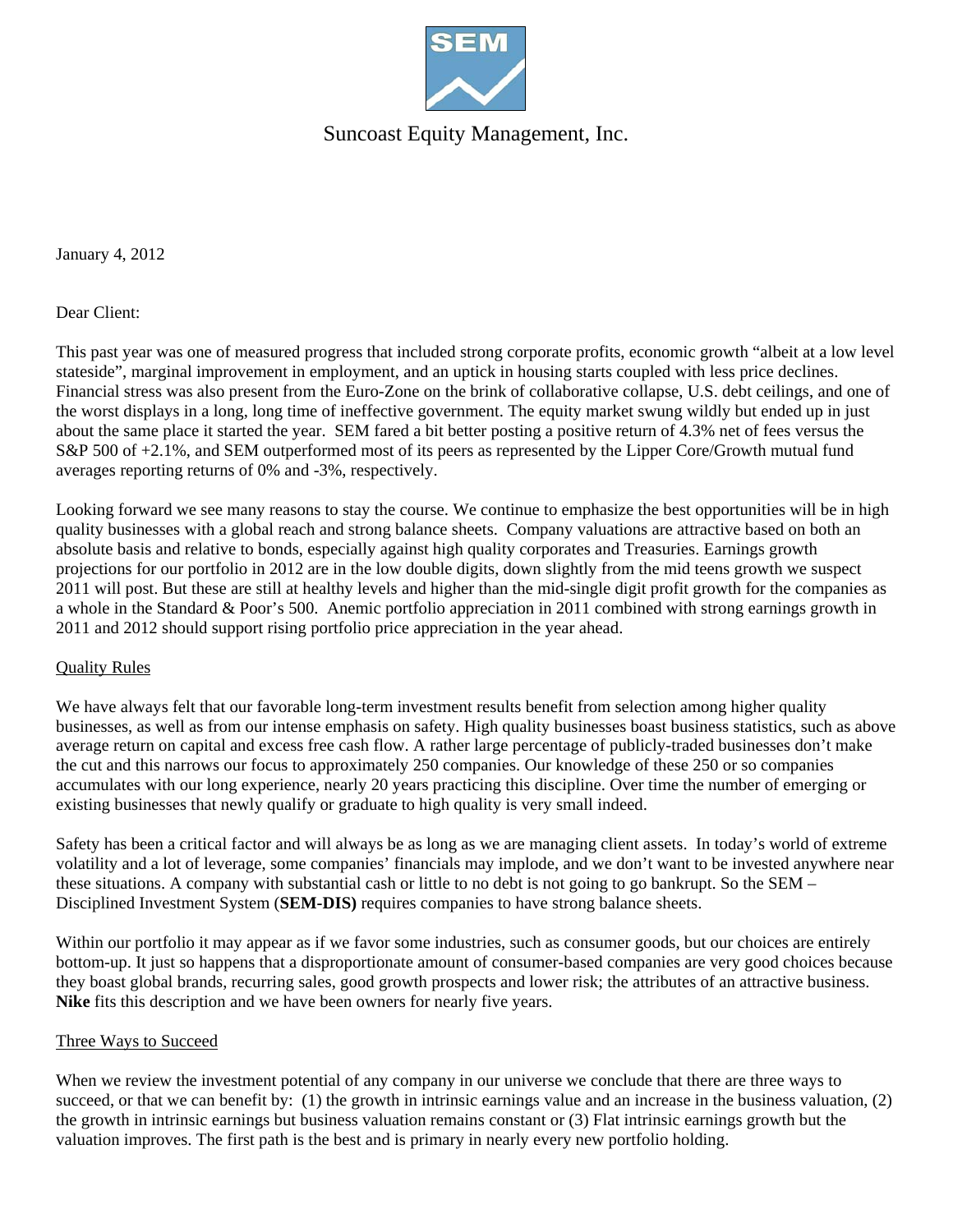Suncoast Equity Management, Inc.

January 4, 2012

Dear Client:

This past year was one of measured progress that included strong corporate profits, economic growth "albeit at a low level stateside", marginal improvement in employment, and an uptick in housing starts coupled with less price declines. Financial stress was also present from the Euro-Zone on the brink of collaborative collapse, U.S. debt ceilings, and one of the worst displays in a long, long time of ineffective government. The equity market swung wildly but ended up in just about the same place it started the year. SEM fared a bit better posting a positive return of 4.3% net of fees versus the S&P 500 of +2.1%, and SEM outperformed most of its peers as represented by the Lipper Core/Growth mutual fund averages reporting returns of 0% and -3%, respectively.

Looking forward we see many reasons to stay the course. We continue to emphasize the best opportunities will be in high quality businesses with a global reach and strong balance sheets. Company valuations are attractive based on both an absolute basis and relative to bonds, especially against high quality corporates and Treasuries. Earnings growth projections for our portfolio in 2012 are in the low double digits, down slightly from the mid teens growth we suspect 2011 will post. But these are still at healthy levels and higher than the mid-single digit profit growth for the companies as a whole in the Standard & Poor's 500. Anemic portfolio appreciation in 2011 combined with strong earnings growth in 2011 and 2012 should support rising portfolio price appreciation in the year ahead.

## Quality Rules

We have always felt that our favorable long-term investment results benefit from selection among higher quality businesses, as well as from our intense emphasis on safety. High quality businesses boast business statistics, such as above average return on capital and excess free cash flow. A rather large percentage of publicly-traded businesses don't make the cut and this narrows our focus to approximately 250 companies. Our knowledge of these 250 or so companies accumulates with our long experience, nearly 20 years practicing this discipline. Over time the number of emerging or existing businesses that newly qualify or graduate to high quality is very small indeed.

Safety has been a critical factor and will always be as long as we are managing client assets. In today's world of extreme volatility and a lot of leverage, some companies' financials may implode, and we don't want to be invested anywhere near these situations. A company with substantial cash or little to no debt is not going to go bankrupt. So the SEM – Disciplined Investment System (**SEM-DIS)** requires companies to have strong balance sheets.

Within our portfolio it may appear as if we favor some industries, such as consumer goods, but our choices are entirely bottom-up. It just so happens that a disproportionate amount of consumer-based companies are very good choices because they boast global brands, recurring sales, good growth prospects and lower risk; the attributes of an attractive business. **Nike** fits this description and we have been owners for nearly five years.

## Three Ways to Succeed

When we review the investment potential of any company in our universe we conclude that there are three ways to succeed, or that we can benefit by: (1) the growth in intrinsic earnings value and an increase in the business valuation, (2) the growth in intrinsic earnings but business valuation remains constant or (3) Flat intrinsic earnings growth but the valuation improves. The first path is the best and is primary in nearly every new portfolio holding.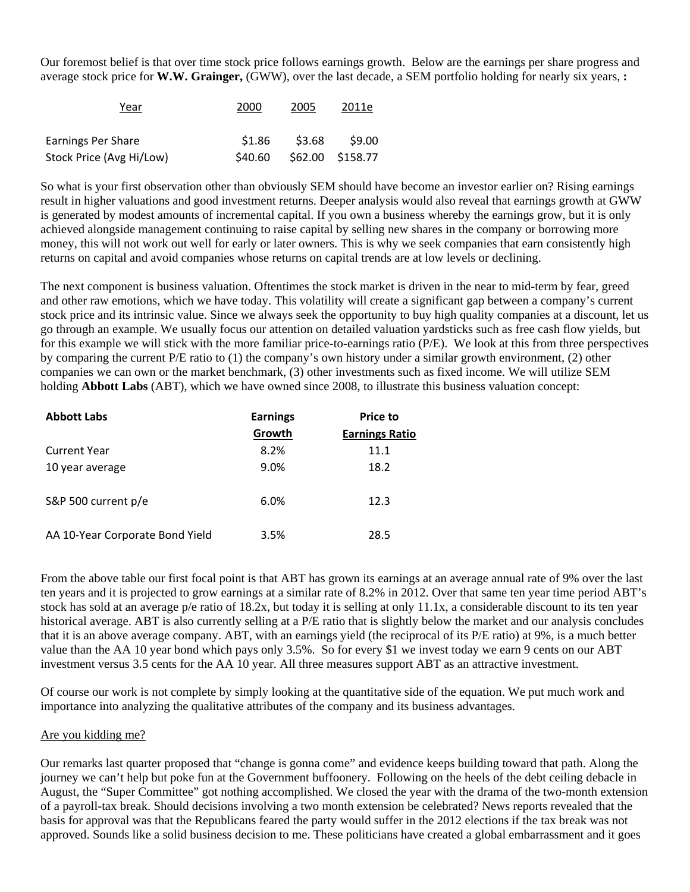Our foremost belief is that over time stock price follows earnings growth. Below are the earnings per share progress and average stock price for **W.W. Grainger,** (GWW), over the last decade, a SEM portfolio holding for nearly six years, **:**

| Year | 2000 | 2005 | 2011e |
|---|---|---|---|
| Earnings Per Share | $1.86 | $3.68 | $9.00 |
| Stock Price (Avg Hi/Low) | $40.60 | $62.00 | $158.77 |

So what is your first observation other than obviously SEM should have become an investor earlier on? Rising earnings result in higher valuations and good investment returns. Deeper analysis would also reveal that earnings growth at GWW is generated by modest amounts of incremental capital. If you own a business whereby the earnings grow, but it is only achieved alongside management continuing to raise capital by selling new shares in the company or borrowing more money, this will not work out well for early or later owners. This is why we seek companies that earn consistently high returns on capital and avoid companies whose returns on capital trends are at low levels or declining.

The next component is business valuation. Oftentimes the stock market is driven in the near to mid-term by fear, greed and other raw emotions, which we have today. This volatility will create a significant gap between a company's current stock price and its intrinsic value. Since we always seek the opportunity to buy high quality companies at a discount, let us go through an example. We usually focus our attention on detailed valuation yardsticks such as free cash flow yields, but for this example we will stick with the more familiar price-to-earnings ratio (P/E). We look at this from three perspectives by comparing the current P/E ratio to (1) the company's own history under a similar growth environment, (2) other companies we can own or the market benchmark, (3) other investments such as fixed income. We will utilize SEM holding **Abbott Labs** (ABT), which we have owned since 2008, to illustrate this business valuation concept:

| **Abbott Labs** | **Earnings Growth** | **Price to Earnings Ratio** |
|---|---|---|
| Current Year | 8.2% | 11.1 |
| 10 year average | 9.0% | 18.2 |
| S&P 500 current p/e | 6.0% | 12.3 |
| AA 10-Year Corporate Bond Yield | 3.5% | 28.5 |

From the above table our first focal point is that ABT has grown its earnings at an average annual rate of 9% over the last ten years and it is projected to grow earnings at a similar rate of 8.2% in 2012. Over that same ten year time period ABT's stock has sold at an average p/e ratio of 18.2x, but today it is selling at only 11.1x, a considerable discount to its ten year historical average. ABT is also currently selling at a P/E ratio that is slightly below the market and our analysis concludes that it is an above average company. ABT, with an earnings yield (the reciprocal of its P/E ratio) at 9%, is a much better value than the AA 10 year bond which pays only 3.5%. So for every $1 we invest today we earn 9 cents on our ABT investment versus 3.5 cents for the AA 10 year. All three measures support ABT as an attractive investment.

Of course our work is not complete by simply looking at the quantitative side of the equation. We put much work and importance into analyzing the qualitative attributes of the company and its business advantages.

<u>Are you kidding me?</u>

Our remarks last quarter proposed that "change is gonna come" and evidence keeps building toward that path. Along the journey we can't help but poke fun at the Government buffoonery. Following on the heels of the debt ceiling debacle in August, the "Super Committee" got nothing accomplished. We closed the year with the drama of the two-month extension of a payroll-tax break. Should decisions involving a two month extension be celebrated? News reports revealed that the basis for approval was that the Republicans feared the party would suffer in the 2012 elections if the tax break was not approved. Sounds like a solid business decision to me. These politicians have created a global embarrassment and it goes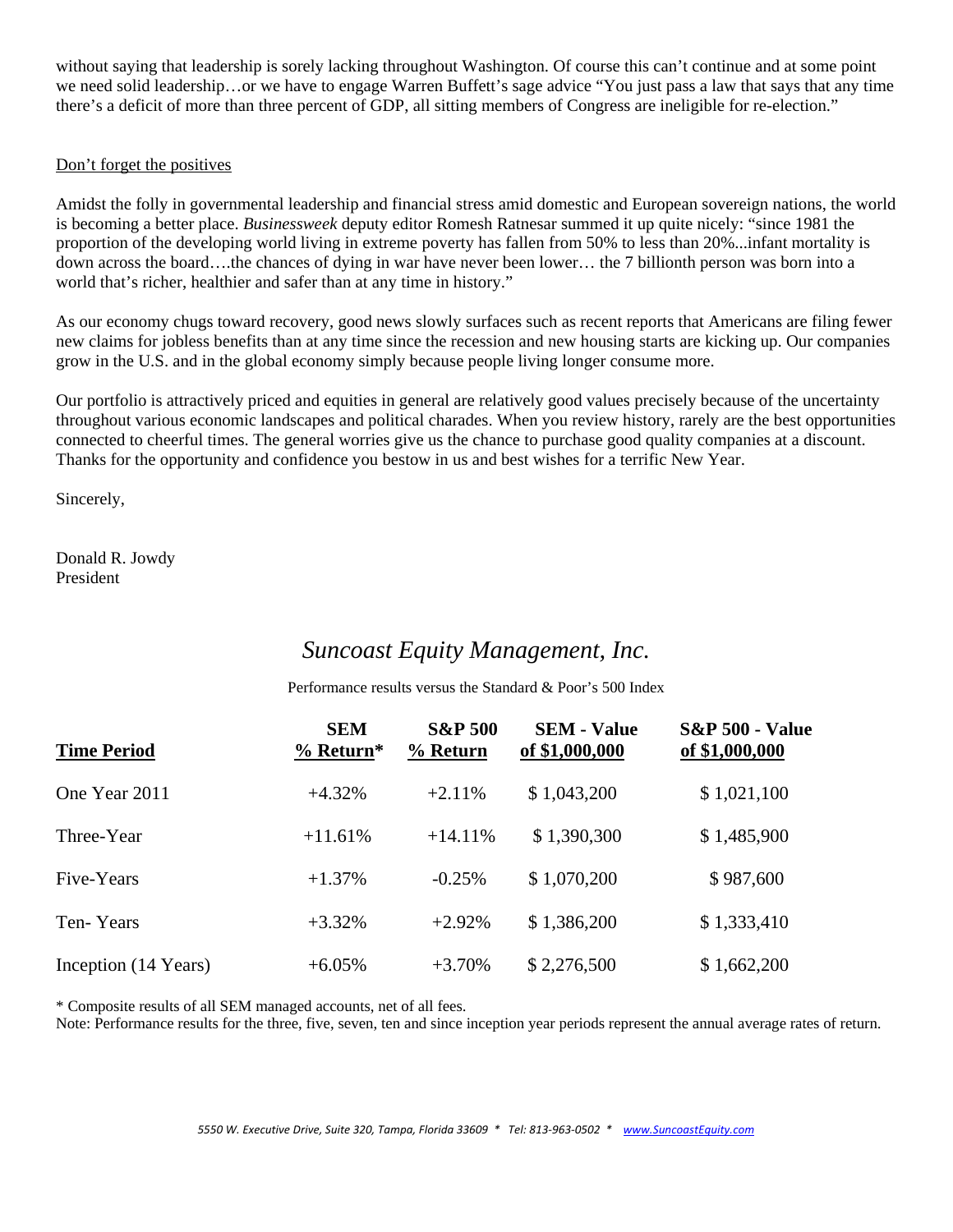without saying that leadership is sorely lacking throughout Washington. Of course this can't continue and at some point we need solid leadership…or we have to engage Warren Buffett's sage advice "You just pass a law that says that any time there's a deficit of more than three percent of GDP, all sitting members of Congress are ineligible for re-election."

Don't forget the positives

Amidst the folly in governmental leadership and financial stress amid domestic and European sovereign nations, the world is becoming a better place. *Businessweek* deputy editor Romesh Ratnesar summed it up quite nicely: "since 1981 the proportion of the developing world living in extreme poverty has fallen from 50% to less than 20%...infant mortality is down across the board….the chances of dying in war have never been lower… the 7 billionth person was born into a world that's richer, healthier and safer than at any time in history."

As our economy chugs toward recovery, good news slowly surfaces such as recent reports that Americans are filing fewer new claims for jobless benefits than at any time since the recession and new housing starts are kicking up. Our companies grow in the U.S. and in the global economy simply because people living longer consume more.

Our portfolio is attractively priced and equities in general are relatively good values precisely because of the uncertainty throughout various economic landscapes and political charades. When you review history, rarely are the best opportunities connected to cheerful times. The general worries give us the chance to purchase good quality companies at a discount. Thanks for the opportunity and confidence you bestow in us and best wishes for a terrific New Year.

Sincerely,

Donald R. Jowdy
President

## *Suncoast Equity Management, Inc.*

Performance results versus the Standard & Poor's 500 Index

| Time Period | SEM % Return* | S&P 500 % Return | SEM - Value of $1,000,000 | S&P 500 - Value of $1,000,000 |
|---|---|---|---|---|
| One Year 2011 | +4.32% | +2.11% | $ 1,043,200 | $ 1,021,100 |
| Three-Year | +11.61% | +14.11% | $ 1,390,300 | $ 1,485,900 |
| Five-Years | +1.37% | -0.25% | $ 1,070,200 | $ 987,600 |
| Ten- Years | +3.32% | +2.92% | $ 1,386,200 | $ 1,333,410 |
| Inception (14 Years) | +6.05% | +3.70% | $ 2,276,500 | $ 1,662,200 |

* Composite results of all SEM managed accounts, net of all fees.
Note: Performance results for the three, five, seven, ten and since inception year periods represent the annual average rates of return.

*5550 W. Executive Drive, Suite 320, Tampa, Florida 33609 * Tel: 813-963-0502 * www.SuncoastEquity.com*